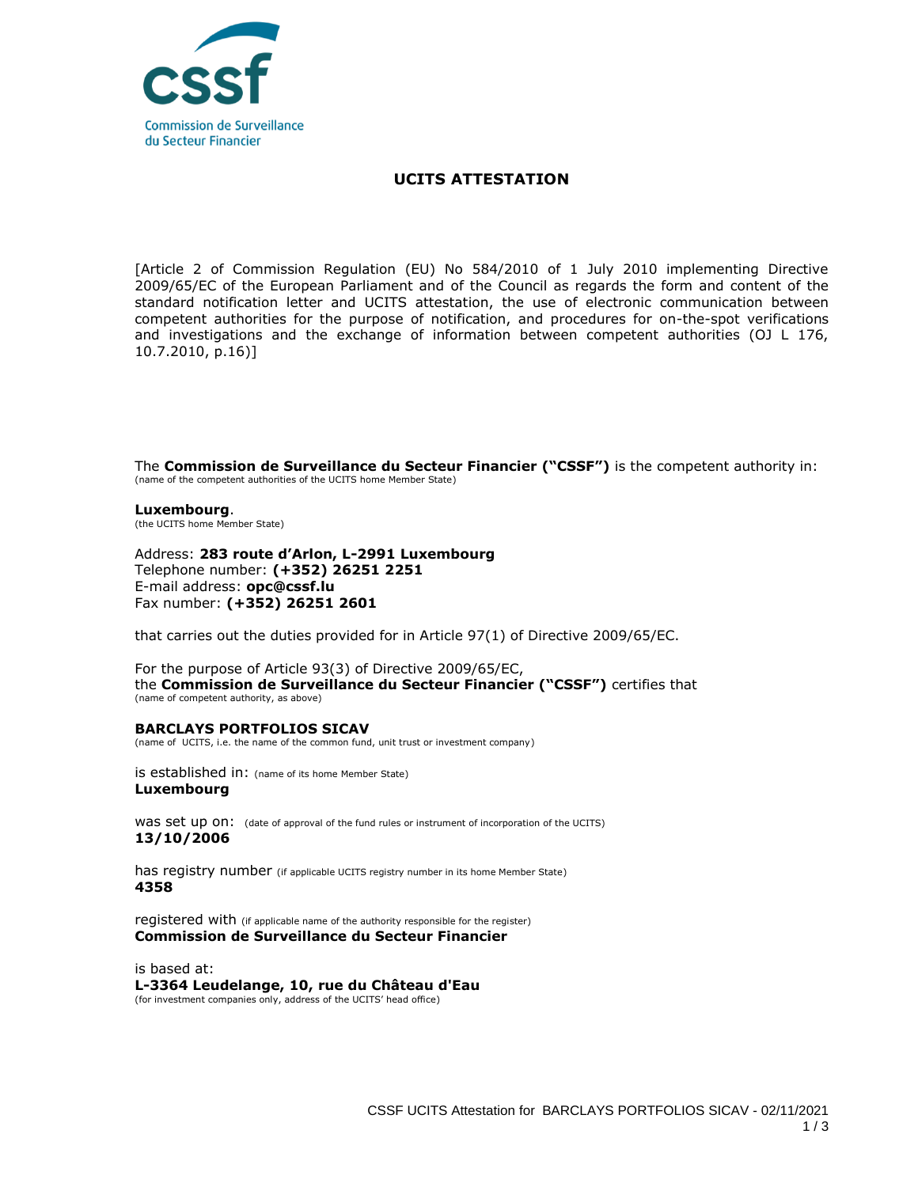Commission de Surveillance du Secteur Financier

# UCITS ATTESTATION

[Article 2 of Commission Regulation (EU) No 584/2010 of 1 July 2010 implementing Directive 2009/65/EC of the European Parliament and of the Council as regards the form and content of the standard notification letter and UCITS attestation, the use of electronic communication between competent authorities for the purpose of notification, and procedures for on-the-spot verifications and investigations and the exchange of information between competent authorities (OJ L 176, 10.7.2010, p.16)]

The **Commission de Surveillance du Secteur Financier ("CSSF")** is the competent authority in:
(name of the competent authorities of the UCITS home Member State)

**Luxembourg**.
(the UCITS home Member State)

Address: **283 route d'Arlon, L-2991 Luxembourg**
Telephone number: **(+352) 26251 2251**
E-mail address: **opc@cssf.lu**
Fax number: **(+352) 26251 2601**

that carries out the duties provided for in Article 97(1) of Directive 2009/65/EC.

For the purpose of Article 93(3) of Directive 2009/65/EC,
the **Commission de Surveillance du Secteur Financier ("CSSF")** certifies that
(name of competent authority, as above)

**BARCLAYS PORTFOLIOS SICAV**
(name of UCITS, i.e. the name of the common fund, unit trust or investment company)

is established in: (name of its home Member State)
**Luxembourg**

was set up on: (date of approval of the fund rules or instrument of incorporation of the UCITS)
**13/10/2006**

has registry number (if applicable UCITS registry number in its home Member State)
**4358**

registered with (if applicable name of the authority responsible for the register)
**Commission de Surveillance du Secteur Financier**

is based at:
**L-3364 Leudelange, 10, rue du Château d'Eau**
(for investment companies only, address of the UCITS' head office)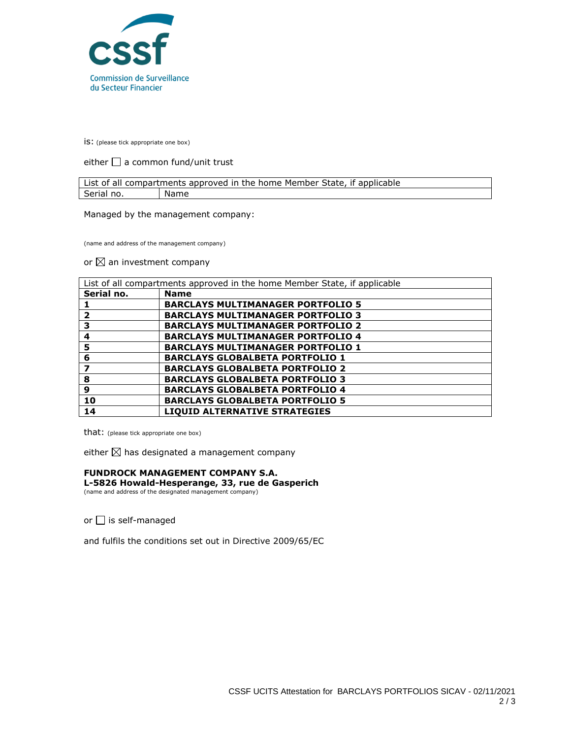is: (please tick appropriate one box)

either ☐ a common fund/unit trust

| List of all compartments approved in the home Member State, if applicable | |
|---|---|
| Serial no. | Name |

Managed by the management company:

(name and address of the management company)

or ☒ an investment company

| List of all compartments approved in the home Member State, if applicable | |
|---|---|
| **Serial no.** | **Name** |
| **1** | **BARCLAYS MULTIMANAGER PORTFOLIO 5** |
| **2** | **BARCLAYS MULTIMANAGER PORTFOLIO 3** |
| **3** | **BARCLAYS MULTIMANAGER PORTFOLIO 2** |
| **4** | **BARCLAYS MULTIMANAGER PORTFOLIO 4** |
| **5** | **BARCLAYS MULTIMANAGER PORTFOLIO 1** |
| **6** | **BARCLAYS GLOBALBETA PORTFOLIO 1** |
| **7** | **BARCLAYS GLOBALBETA PORTFOLIO 2** |
| **8** | **BARCLAYS GLOBALBETA PORTFOLIO 3** |
| **9** | **BARCLAYS GLOBALBETA PORTFOLIO 4** |
| **10** | **BARCLAYS GLOBALBETA PORTFOLIO 5** |
| **14** | **LIQUID ALTERNATIVE STRATEGIES** |

that: (please tick appropriate one box)

either ☒ has designated a management company

**FUNDROCK MANAGEMENT COMPANY S.A.**
**L-5826 Howald-Hesperange, 33, rue de Gasperich**
(name and address of the designated management company)

or ☐ is self-managed

and fulfils the conditions set out in Directive 2009/65/EC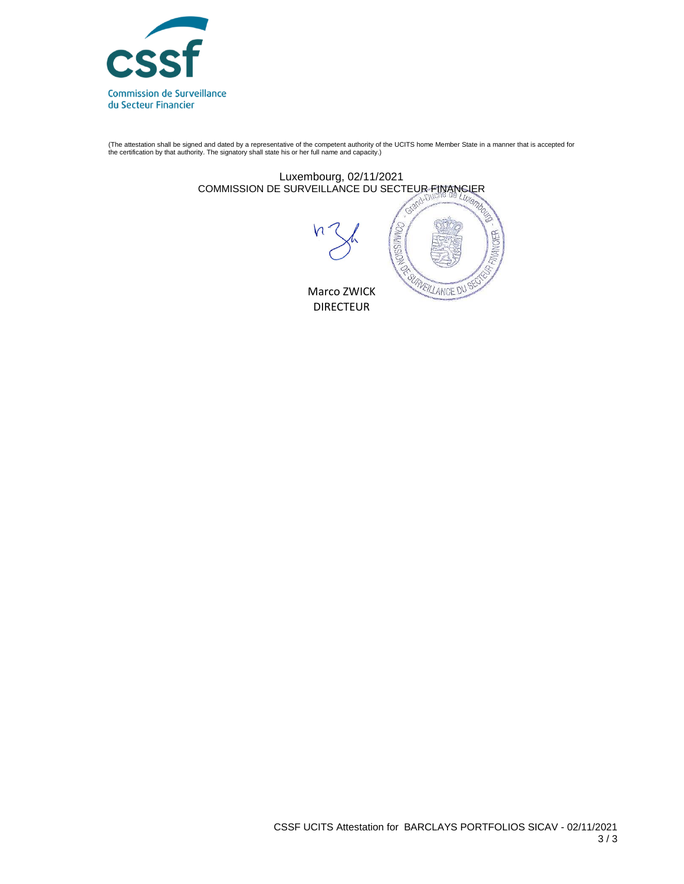Commission de Surveillance du Secteur Financier

(The attestation shall be signed and dated by a representative of the competent authority of the UCITS home Member State in a manner that is accepted for the certification by that authority. The signatory shall state his or her full name and capacity.)

Luxembourg, 02/11/2021

COMMISSION DE SURVEILLANCE DU SECTEUR FINANCIER

Marco ZWICK

DIRECTEUR